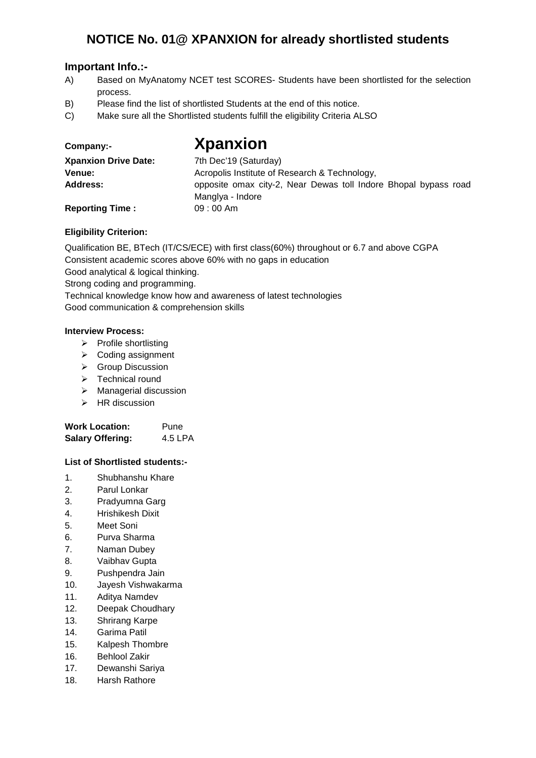# NOTICE No. 01@ XPANXION for already shortlisted students

## Important Info.:-

A) Based on MyAnatomy NCET test SCORES- Students have been shortlisted for the selection process.

B) Please find the list of shortlisted Students at the end of this notice.

C) Make sure all the Shortlisted students fulfill the eligibility Criteria ALSO

**Company:-** **Xpanxion**

**Xpanxion Drive Date:** 7th Dec'19 (Saturday)

**Venue:** Acropolis Institute of Research & Technology,

**Address:** opposite omax city-2, Near Dewas toll Indore Bhopal bypass road Manglya - Indore

**Reporting Time :** 09 : 00 Am

**Eligibility Criterion:**

Qualification BE, BTech (IT/CS/ECE) with first class(60%) throughout or 6.7 and above CGPA

Consistent academic scores above 60% with no gaps in education

Good analytical & logical thinking.

Strong coding and programming.

Technical knowledge know how and awareness of latest technologies

Good communication & comprehension skills

**Interview Process:**

- Profile shortlisting
- Coding assignment
- Group Discussion
- Technical round
- Managerial discussion
- HR discussion

**Work Location:** Pune

**Salary Offering:** 4.5 LPA

**List of Shortlisted students:-**

1. Shubhanshu Khare
2. Parul Lonkar
3. Pradyumna Garg
4. Hrishikesh Dixit
5. Meet Soni
6. Purva Sharma
7. Naman Dubey
8. Vaibhav Gupta
9. Pushpendra Jain
10. Jayesh Vishwakarma
11. Aditya Namdev
12. Deepak Choudhary
13. Shrirang Karpe
14. Garima Patil
15. Kalpesh Thombre
16. Behlool Zakir
17. Dewanshi Sariya
18. Harsh Rathore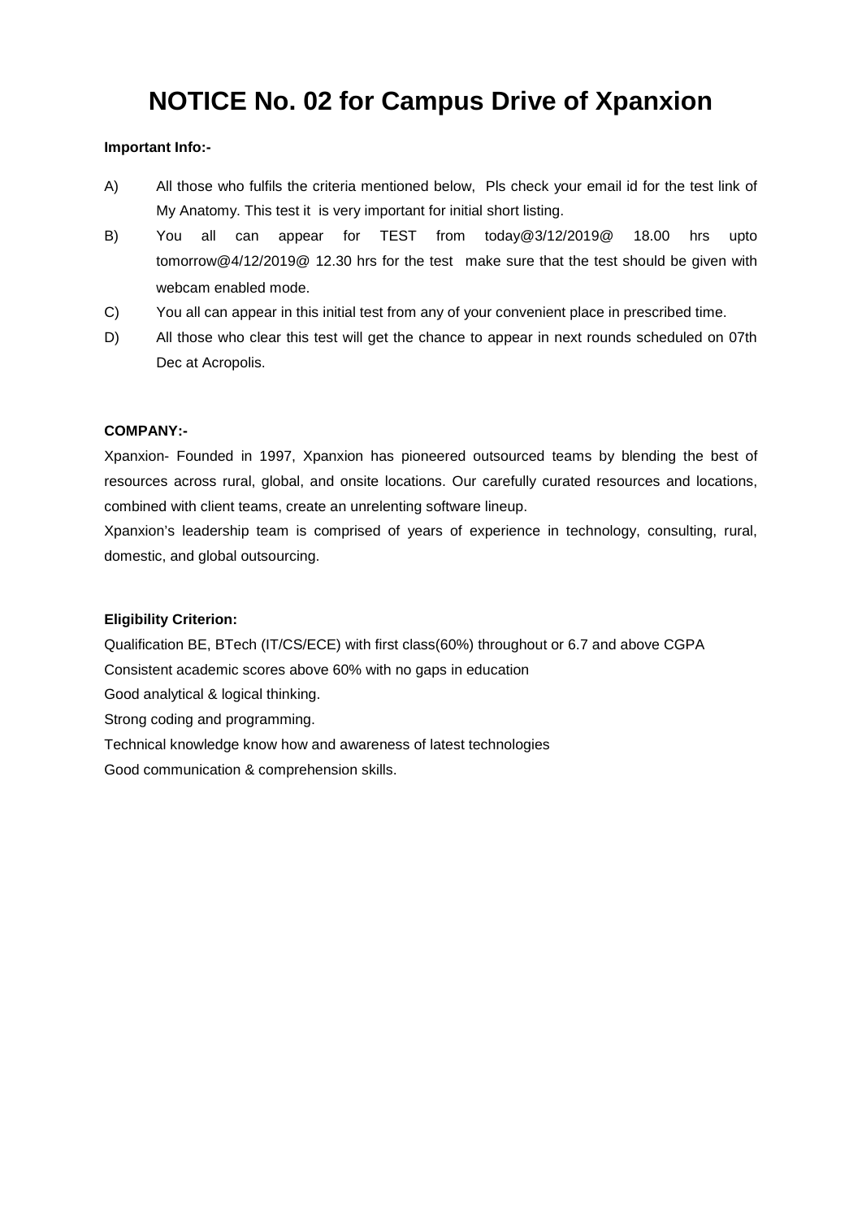# NOTICE No. 02 for Campus Drive of Xpanxion

**Important Info:-**

A) All those who fulfils the criteria mentioned below, Pls check your email id for the test link of My Anatomy. This test it is very important for initial short listing.

B) You all can appear for TEST from today@3/12/2019@ 18.00 hrs upto tomorrow@4/12/2019@ 12.30 hrs for the test make sure that the test should be given with webcam enabled mode.

C) You all can appear in this initial test from any of your convenient place in prescribed time.

D) All those who clear this test will get the chance to appear in next rounds scheduled on 07th Dec at Acropolis.

**COMPANY:-**

Xpanxion- Founded in 1997, Xpanxion has pioneered outsourced teams by blending the best of resources across rural, global, and onsite locations. Our carefully curated resources and locations, combined with client teams, create an unrelenting software lineup.

Xpanxion's leadership team is comprised of years of experience in technology, consulting, rural, domestic, and global outsourcing.

**Eligibility Criterion:**

Qualification BE, BTech (IT/CS/ECE) with first class(60%) throughout or 6.7 and above CGPA

Consistent academic scores above 60% with no gaps in education

Good analytical & logical thinking.

Strong coding and programming.

Technical knowledge know how and awareness of latest technologies

Good communication & comprehension skills.